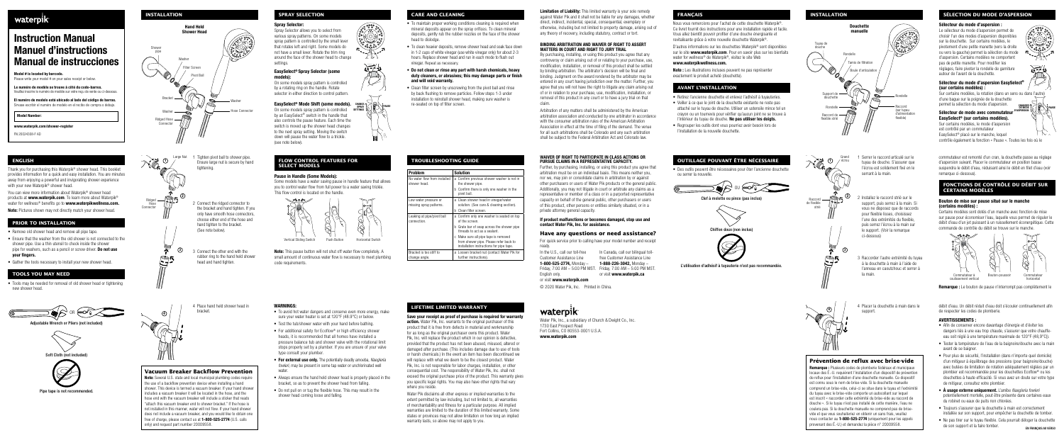# waterpik

# Instruction Manual
# Manuel d'instructions
# Manual de instrucciones

**Model # is located by barcode.**
Please write your model # on your sales receipt or below.

**Le numéro de modèle se trouve à côté du code-barres.**
Veuillez inscrire le numéro de modèle sur votre reçu de vente ou ci-dessous.

**El número de modelo está ubicado al lado del código de barras.**
Sírvase escribir el número de modelo en el recibo de compra o debajo.

**Model Number:**

**www.waterpik.com/shower-register**

PN 20024349-F AD

## ENGLISH

Thank you for purchasing this Waterpik® shower head. This booklet provides information for a quick and easy installation. You are minutes away from enjoying a powerful and invigorating shower experience with your new Waterpik® shower head.

You can view more information about Waterpik® shower head products at **www.waterpik.com**. To learn more about Waterpik® water for wellness® benefits go to **www.waterpikwellness.com.**

**Note:** Pictures shown may not directly match your shower head.

## PRIOR TO INSTALLATION

- Remove old shower head and remove all pipe tape.
- Ensure that the water from the old shower is not connected to the shower pipe. Use a thin utensil to check inside the shower pipe for washers, such as a pencil or screw driver. **Do not use your fingers.**
- Gather the tools necessary to install your new shower head.

## TOOLS YOU MAY NEED

- Tools may be needed for removal of old shower head or tightening new shower head.

Adjustable Wrench or Pliers (not included)

Soft Cloth (not included)

Pipe tape is not recommended.

## INSTALLATION

Hand Held Shower Head

Shower pipe, Washer, Filter Screen, Pivot Ball, Bracket, Washer, Ridged Hose Connector, Washer, Hose Connector

Large Nut

1 Tighten pivot ball to shower pipe. Ensure large nut is secure by hand tightening.

Ridged Hose Connector

2 Connect the ridged connector to the bracket and hand tighten. If you only have smooth hose connectors, choose either end of the hose and hand tighten to the bracket. (See note below).

3 Connect the other end with the rubber ring to the hand held shower head and hand tighten.

4 Place hand held shower head in bracket.

### Vacuum Breaker Backflow Prevention

**Note:** Several U.S. state and local municipal plumbing codes require the use of a backflow prevention device when installing a hand shower. This device is termed a vacuum breaker. If your hand shower includes a vacuum breaker it will be located in the hose, and the hose end with the vacuum breaker will include a sticker that reads "attach this vacuum breaker end to shower bracket." If the hose is not installed in this manner, water will not flow. If your hand shower does not include a vacuum breaker, and you would like to obtain one free of charge, please contact us at **1-800-525-2774** (U.S. calls only) and request part number 20009558.

## SPRAY SELECTION

**Spray Selector:**
Spray Selector allows you to select from various spray patterns. On some models spray pattern is controlled by the small lever that rotates left and right. Some models do not have a small lever. Rotate the trim ring around the face of the shower head to change settings.

**EasySelect® Spray Selector (some models):**
On some models spray pattern is controlled by a rotating ring on the handle. Rotate selector in either direction to control pattern.

**EasySelect® Mode Shift (some models).**
On some models spray pattern is controlled by an EasySelect® switch in the handle that also controls the pause feature. Each time the switch is moved up the shower head changes to the next spray setting. Moving the switch down will pause the water flow to a trickle. (see note below).

CHANGE SPRAY SETTINGS / PAUSE

## FLOW CONTROL FEATURES FOR SELECT MODELS

**Pause in Handle (Some Models):**
Some models have a water saving pause in handle feature that allows you to control water flow from full power to a water saving trickle. This flow control is located on the handle.

Vertical Sliding Switch / Push Button / Horizontal Switch

**Note:** This pause button will not shut off water flow completely. A small amount of continuous water flow is necessary to meet plumbing code requirements.

**WARNINGS:**

- To avoid hot water dangers and conserve even more energy, make sure your water heater is set at 120°F (48.9°C) or below.
- Test the tub/shower water with your hand before bathing.
- For additional safety for EcoFlow® or high efficiency shower heads, it is recommended that all homes have installed a pressure balance tub and shower valve with the rotational limit stops properly set by a plumber. If you are unsure of your valve type consult your plumber.
- **For external use only.** The potentially deadly amoeba, *Naegleria fowleri*, may be present in some tap water or unchlorinated well water.
- Always ensure the hand held shower head is properly placed in the bracket, so as to prevent the shower head from falling.
- Do not pull on or tug the flexible hose. This may result in the shower head coming loose and falling.

## CARE AND CLEANING

- To maintain proper working conditions cleaning is required when mineral deposits appear on the spray orifices. To clean mineral deposits, gently rub the rubber nozzles on the face of the shower head to dislodge.
- To clean heavier deposits, remove shower head and soak face down in 1-2 cups of white vinegar (use white vinegar only) for about 2-3 hours. Replace shower head and run in each mode to flush out vinegar. Repeat as necessary.
- **Do not clean or rinse any part with harsh chemicals, heavy duty cleaners, or abrasives; this may damage parts or finish and will void warranty.**
- Clean filter screen by unscrewing from the pivot ball and rinse by back flushing to remove particles. Follow steps 1-3 under installation to reinstall shower head, making sure washer is re-seated on top of filter screen.

## TROUBLESHOOTING GUIDE

| Problem | Solution |
|---|---|
| No water flow from installed shower head. | a Confirm previous shower washer is not in the shower pipe.<br>b Confirm there is only one washer in the pivot ball. |
| Low water pressure or missing spray patterns. | a Clean shower head in vinegar/water solution. (See care & cleaning section).<br>b Clean filter screen. |
| Leaking at pipe/pivot ball connection. | a Confirm only one washer is seated on top of the screen.<br>b Grate bar of soap across the shower pipe threads to act as a sealant.<br>c Make sure all pipe tape is removed from shower pipe. Please refer back to installation instructions for pipe tape. |
| Bracket is too stiff to change angle. | a Loosen bracket nut (contact Water Pik for further instructions). |

## LIFETIME LIMITED WARRANTY

**Save your receipt as proof of purchase is required for warranty action.** Water Pik, Inc. warrants to the original purchaser of this product that it is free from defects in material and workmanship for as long as the original purchaser owns this product. Water Pik, Inc. will replace the product which in our opinion is defective, provided that the product has not been abused, misused, altered or damaged after purchase. (This includes damage due to use of tools or harsh chemicals.) In the event an item has been discontinued we will replace with what we deem to be the closest product. Water Pik, Inc. is not responsible for labor charges, installation, or other consequential cost. The responsibility of Water Pik, Inc. shall not exceed the original purchase price of the product. This warranty gives you specific legal rights. You may also have other rights that vary where you reside.

Water Pik disclaims all other express or implied warranties to the extent permitted by law including, but not limited to, all warranties of merchantability and fitness for a particular purpose. All implied warranties are limited to the duration of this limited warranty. Some states or provinces may not allow limitation on how long an implied warranty lasts, so above may not apply to you.

**Limitation of Liability:** This limited warranty is your sole remedy against Water Pik and it shall not be liable for any damages, whether direct, indirect, incidental, special, consequential, exemplary or otherwise, including but not limited to, economic loss or damage to any property of recovery, including statutory, contract or tort.

**BINDING ARBITRATION AND WAIVER OF RIGHT TO ASSERT MATTERS IN COURT AND RIGHT TO JURY TRIAL**
By purchasing, installing, or using this product you agree that any controversy or claim arising out of or relating to your purchase, use, modification, installation, or removal of this product shall be settled by binding arbitration. The arbitrator's decision will be final and binding. Judgment on the award rendered by the arbitrator may be entered in any court having jurisdiction over the matter. Further, you agree that you will not have the right to litigate any claim arising out of or in relation to your purchase, use, modification, installation, or removal of this product in any court or to have a jury trial on that claim.

Arbitration of any matters shall be administered by the American arbitration association and conducted by one arbitrator in accordance with the consumer arbitration rules of the American Arbitration Association in effect at the time of filing of the demand. The venue for all such arbitrations shall be Colorado and any such arbitration shall be subject to the Federal Arbitration Act and Colorado law.

**WAIVER OF RIGHT TO PARTICIPATE IN CLASS ACTIONS OR PURSUE CLAIMS IN A REPRESENTATIVE CAPACITY.**
Further, by purchasing, installing, or using this product you agree that arbitration must be on an individual basis. This means neither you, nor we, may join or consolidate claims in arbitration by or against other purchasers or users of Water Pik products or the general public. Additionally, you may not litigate in court or arbitrate any claims as a representative or member of a class or in a purported representative capacity on behalf of the general public, other purchasers or users of this product, other persons or entities similarly situated, or in a private attorney general capacity.

**If product malfunctions or becomes damaged, stop use and contact Water Pik, Inc. for assistance.**

## Have any questions or need assistance?

For quick service prior to calling have your model number and receipt ready.

| | |
|---|---|
| In the U.S., call our toll-free Customer Assistance Line **1-800-525-2774,** Monday – Friday, 7:00 AM – 5:00 PM MST. English only. | In Canada, call our bilingual toll-free Customer Assistance Line **1-888-226-3042,** Monday – Friday, 7:00 AM – 5:00 PM MST. |
| or visit **www.waterpik.com** | or visit **www.waterpik.ca** |

© 2020 Water Pik, Inc. Printed in China.

waterpik

Water Pik, Inc., a subsidiary of Church & Dwight Co., Inc.
1730 East Prospect Road
Fort Collins, CO 80553-0001 U.S.A.
**www.waterpik.com**

## FRANÇAIS

Nous vous remercions pour l'achat de cette douchette Waterpik®. Ce livret fournit des instructions pour une installation rapide et facile. Vous allez bientôt pouvoir profiter d'une douche énergisante et revitalisante grâce à votre nouvelle douchette Waterpik®.

D'autres informations sur les douchettes Waterpik® sont disponibles sur le site **www.waterpik.com**. Pour en savoir plus sur les bienfaits water for wellness® de Waterpik®, visitez le site Web **www.waterpikwellness.com.**

**Note :** Les illustrations incluses peuvent ne pas représenter exactement le produit acheté (douchette).

## AVANT L'INSTALLATION

- Retirez l'ancienne douchette et enlevez l'adhésif à tuyauteries.
- Veiller à ce que le joint de la douchette existante ne reste pas attaché sur le tuyau de douche. Utiliser un ustensile mince tel un crayon ou un tournevis pour vérifier qu'aucun joint ne se trouve à l'intérieur du tuyau de douche. **Ne pas utiliser les doigts.**
- Regroupez les outils dont vous pourriez avoir besoin lors de l'installation de la nouvelle douchette.

## OUTILLAGE POUVANT ÊTRE NÉCESSAIRE

- Des outils peuvent être nécessaires pour ôter l'ancienne douchette ou serrer la nouvelle.

**Clef à molette ou pince (pas inclus)**

**Chiffon doux (non inclus)**

**L'utilisation d'adhésif à tuyauterie n'est pas recommandée.**

## INSTALLATION

Douchette manuelle

Tuyau de douche, Rondelle, Tamis de filtration, Boule d'articulation, Support de douchette, Rondelle, Raccord de flexible strié, Rondelle, Raccord (sur tuyau d'alimentation flexible)

Grand écrou

1 Serrer le raccord articulé sur le tuyau de douche. S'assurer que l'écrou est solidement fixé en le serrant à la main.

Raccord de flexible strié

2 Installer le raccord strié sur le support, puis serrez à la main. Si vous ne disposez que de raccords pour flexible lisses, choisissez l'une des extrémités du flexible, puis serrez l'écrou à la main sur le support. (Voir la remarque ci-dessous)

3 Raccorder l'autre extrémité du tuyau à la douchette à main à l'aide de l'anneau en caoutchouc et serrer à la main.

4 Placer la douchette à main dans le support.

### Prévention de reflux avec brise-vide

**Remarque :** Plusieurs codes de plomberie fédéraux et municipaux locaux des É.-U. requièrent l'installation d'un dispositif de prévention de reflux pour l'installation d'une douchette manuelle. Ce dispositif est connu sous le nom de brise-vide. Si la douchette manuelle comprend un brise-vide, celui-ci se situe dans le tuyau et l'extrémité du tuyau avec le brise-vide comporte un autocollant sur lequel est inscrit « raccorder cette extrémité du brise-vide au raccord de douche ». Si le tuyau n'est pas installé de cette manière, l'eau ne coulera pas. Si la douchette manuelle ne comprend pas de brise-vide et que vous souhaiteriez en obtenir un sans frais, veuillez nous contacter au **1-800-525-2774** (uniquement pour les appels provenant des É.-U.) et demandez la pièce n° 20009558.

## SÉLECTION DU MODE D'ASPERSION

**Sélecteur du mode d'aspersion :**
Le sélecteur du mode d'aspersion permet de choisir l'un des modes d'aspersion disponibles sur la douchette. Sur certains modèles, le pivotement d'une petite manette (vers la droite ou vers la gauche) permet la sélection du mode d'aspersion. Certains modèles ne comportent pas de petite manette. Pour modifier les réglages, faire pivoter la rondelle de garniture autour de l'avant de la douchette.

**Sélecteur du mode d'aspersion EasySelect® (sur certains modèles) :**
Sur certains modèles, la rotation (dans un sens ou dans l'autre) d'une bague sur la poignée de la douchette permet la sélection du mode d'aspersion.

**Sélecteur de mode avec commutateur EasySelect® (sur certains modèles).**
Sur certains modèles, le mode d'aspersion est contrôlé par un commutateur EasySelect® placé sur le manche, lequel contrôle également la fonction « Pause ». Toutes les fois où le commutateur est remonté d'un cran, la douchette passe au réglage d'aspersion suivant. Placer le commutateur en position basse suspendra le débit d'eau, réduisant ainsi le débit en filet d'eau (voir remarque ci-dessous).

CHANGER LE MODE D'ASPERSION / PAUSE

## FONCTIONS DE CONTRÔLE DU DÉBIT SUR CERTAINS MODÈLES

**Bouton de mise sur pause situé sur le manche (certains modèles) :**
Certains modèles sont dotés d'un manche avec fonction de mise sur pause pour économiser l'eau, laquelle vous permet de régler le débit d'eau d'un jet puissant à un ruissellement économique. Cette commande de contrôle du débit se trouve sur le manche.

Commutateur à coulissement vertical / Bouton-poussoir / Commutateur horizontal

**Remarque :** Le bouton de pause n'interrompt pas complètement le débit d'eau. Un débit réduit d'eau doit s'écouler continuellement afin de respecter les codes de plomberie.

**AVERTISSEMENTS :**

- Afin de conserver encore davantage d'énergie et d'éviter les dangers liés à une eau trop chaude, s'assurer que votre chauffe-eau soit réglé à une température maximale de 120°F (48,9°C).
- Tester la température de l'eau de la baignoire/douche avec la main avant de se baigner.
- Pour plus de sécurité, l'installation (dans n'importe quel domicile) d'un mitigeur à équilibrage des pressions (pour baignoire/douche) avec butées de limitation de rotation adéquatement réglées par un plombier est recommandée pour les douchettes EcoFlow® ou les douchettes à haute efficacité. Si vous avez un doute sur votre type de mitigeur, consultez votre plombier.
- **À usage externe uniquement.** L'amibe *Naegleria fowleri* potentiellement mortelle, peut être présente dans certaines eaux du robinet ou eaux de puits non chlorées.
- Toujours s'assurer que la douchette à main est correctement installée sur son support, pour empêcher la douchette de tomber.
- Ne pas tirer sur le tuyau flexible. Cela pourrait détacher la douchette de son support et la faire tomber.

EN FRANÇAIS AU VERSO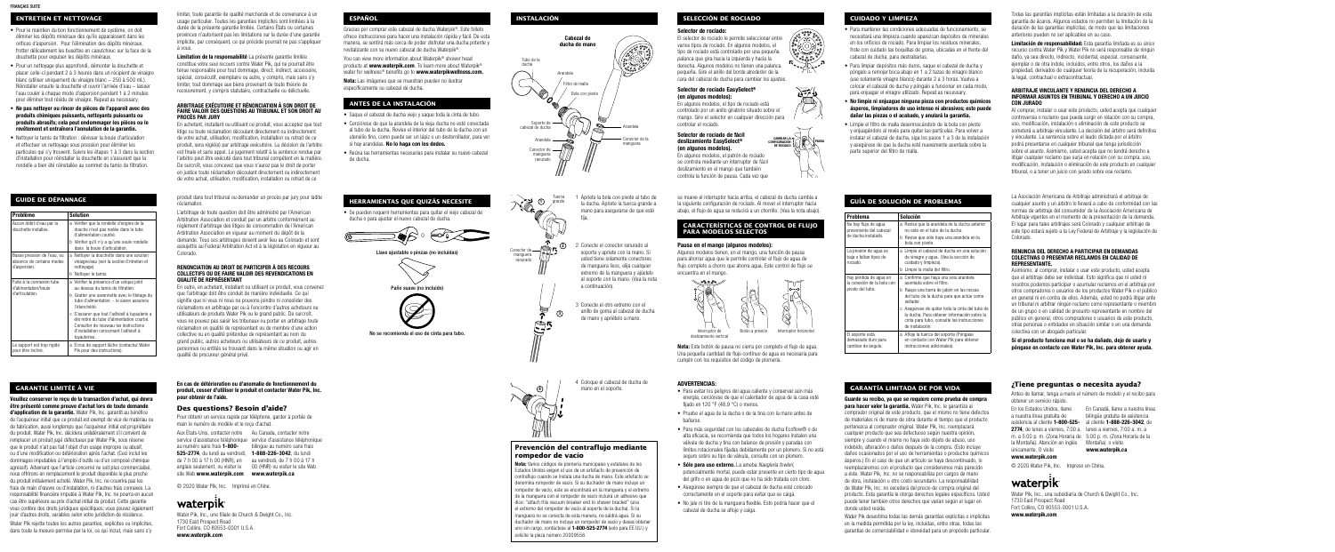FRANÇAIS SUITE

## ENTRETIEN ET NETTOYAGE

- Pour le maintien du bon fonctionnement du système, on doit éliminer les dépôts minéraux des qu'ils apparaissent dans les orifices d'aspersion. Pour l'élimination des dépôts minéraux, frotter délicatement les buses en caoutchouc sur la face de la douchette pour expulser les dépôts minéraux.
- Pour un nettoyage plus approfondi, démonter la douchette et placer celle-ci pendant 2 à 3 heures dans un récipient de vinaigre blanc (utiliser uniquement du vinaigre blanc – 250 à 500 mL). Réinstaller ensuite la douchette et ouvrir l'arrivée d'eau – laisser l'eau couler à chaque mode d'aspersion pendant 1 à 2 minutes pour éliminer tout résidu de vinaigre. Repeat as necessary.
- **Ne pas nettoyer aucune de pièces de l'appareil avec des produits chimiques puissants, nettoyants puissants ou produits abrasifs; cela peut endommager les pièces ou le revêtement et entraînera l'annulation de la garantie.**
- Nettoyer le tamis de filtration : dévisser la boule d'articulation et effectuer un nettoyage à sous pression pour éliminer les particules qui s'y trouvent. Suivre les étapes 1 à 3 dans la section d'installation pour réinstaller la douchette en s'assurant que la rondelle a bien été réinstallée au sommet du tamis de filtration.

limitée, toute garantie de qualité marchande et de convenance à un usage particulier. Toutes les garanties implicites sont limitées à la durée de la présente garantie limitée. Certains États ou certaines provinces n'autorisent pas les limitations sur la durée d'une garantie implicite, par conséquent, ce qui précède pourrait ne pas s'appliquer à vous.

**Limitation de la responsabilité** La présente garantie limitée constitue votre seul recours contre Water Pik, qui ne pourrait être tenue responsable pour tout dommage, direct, indirect, accessoire, spécial, consécutif, exemplaire ou autre, y compris, mais sans s'y limiter, tout dommage que ce soit provenant de toute théorie de recouvrement, y compris statutaire, contractuelle ou délictuelle.

**ARBITRAGE EXÉCUTOIRE ET RENONCIATION À SON DROIT DE FAIRE VALOIR DES QUESTIONS AU TRIBUNAL ET SON DROIT À UN PROCÈS PAR JURY**

En achetant, installant ou utilisant ce produit, vous acceptez que tout litige ou toute réclamation découlant directement ou indirectement de votre achat, utilisation, modification, installation ou retrait de ce produit, sera réglée par arbitrage exécutoire. La décision de l'arbitre est finale et sans appel. Le jugement relatif à la sentence rendue par l'arbitre peut être exécuté dans tout tribunal compétent en la matière. De surcroît, vous concevez que vous n'aurez pas le droit de porter en justice toute réclamation découlant directement ou indirectement de votre achat, utilisation, modification, installation ou retrait de ce

## GUIDE DE DÉPANNAGE

| Problème | Solution |
|---|---|
| Aucun débit d'eau par la douchette installée. | a. Vérifier que la rondelle d'origine de la douche n'est pas restée dans le tuyau d'alimentation ouvert.<br>b. Vérifier qu'il n'y a qu'une seule rondelle dans la boule d'articulation. |
| Basse pression de l'eau, ou absence de certains modes d'aspersion | a. Nettoyer la douchette dans une solution vinaigre/eau (voir la section Entretien et nettoyage).<br>b. Nettoyer le tamis. |
| Fuite à la connexion tube d'alimentation/boule d'articulation. | a. Vérifier la présence d'un unique joint au-dessus du tamis de filtration.<br>b. Emettre une quantité avec le filetage du tube d'alimentation – le saxon assurera l'étanchéité.<br>c. S'assurer que tout l'adhésif à tuyauterie a été retiré du tube d'alimentation (ouvrir). Consulter de nouveau les instructions d'installation concernant l'adhésif à tuyauteries. |
| Le support est trop rigide pour être incliné. | a. Écrou du support lâche (contacter Water Pik pour des instructions). |

produit dans tout tribunal ou demander un procès par jury pour ladite réclamation.

L'arbitrage de toute question doit être administré par l'American Arbitration Association et conduit par un arbitre conformément au règlement d'arbitrage des litiges de consommation de l'American Arbitration Association en vigueur au moment du dépôt de la demande. Tous ces arbitrages doivent avoir lieu au Colorado et sont assujettis au Federal Arbitration Act et à la législation en vigueur au Colorado.

**RENONCIATION AU DROIT DE PARTICIPER À DES RECOURS COLLECTIFS OU DE FAIRE VALOIR DES REVENDICATIONS EN QUALITÉ DE REPRÉSENTANT**

En outre, en achetant, installant ou utilisant ce produit, vous convenez que l'arbitrage doit être conduit de manière individuelle. Ce qui signifie que ni vous ni nous ne pouvons joindre ni consolider des réclamations en arbitrage par ou à l'encontre d'autres acheteurs ou utilisateurs de produits Water Pik ou le grand public. De surcroît, vous ne pouvez pas saisir les tribunaux ou porter en arbitrage toute réclamation en qualité de représentant ou de membre d'une action collective ou en qualité prétendue de représentant au nom du grand public, autres acheteurs ou utilisateurs de ce produit, autres personnes ou entités se trouvant dans la même situation ou agir en qualité de procureur général privé.

## GARANTIE LIMITÉE À VIE

**Veuillez conserver le reçu de la transaction d'achat, qui devra être présenté comme preuve d'achat lors de toute demande d'application de la garantie.** Water Pik, Inc. garantit au bénéfice de l'acquéreur initial que ce produit est exempt de vice de matériau ou de fabrication, aussi longtemps que l'acquéreur initial est propriétaire du produit. Water Pik, Inc. décidera unilatéralement s'il convient de remplacer un produit jugé défectueux par Water Pik, sous réserve que le produit n'ait pas fait l'objet d'un usage impropre ou abusif, ou d'une modification ou détérioration après l'achat. (Ceci inclut les dommages imputables à l'emploi d'outils ou d'un composé chimique agressif). Advenant que l'article concerné ne soit plus commercialisé, nous offrirons en remplacement le produit disponible le plus proche du produit initialement acheté. Water Pik, Inc. ne couvrira pas les frais de main d'œuvre ou d'installation, ni d'autres frais connexes. La responsabilité financière imposée à Water Pik, Inc. ne pourra en aucun cas être supérieure au prix d'achat initial du produit. Cette garantie vous confère des droits juridiques spécifiques; vous pouvez également jouir d'autres droits, variables selon votre juridiction de résidence.

Water Pik rejette toutes les autres garanties, explicites ou implicites, dans toute la mesure permise par la loi, ce qui inclut, mais sans s'y

**En cas de détérioration ou d'anomalie de fonctionnement du produit, cesser d'utiliser le produit et contacter Water Pik, Inc. pour obtenir de l'aide.**

### Des questions? Besoin d'aide?

Pour obtenir un service rapide par téléphone, garder à portée de main le numéro de modèle et le reçu d'achat.

Aux États-Unis, contacter notre service d'assistance téléphonique au numéro sans frais **1-800-525-2774**, du lundi au vendredi, de 7 h 00 à 17 h 00 (HNR), en anglais seulement, ou visiter le site Web **www.waterpik.com**

Au Canada, contacter notre service d'assistance téléphonique bilingue au numéro sans frais **1-888-226-3042**, du lundi au vendredi, de 7 h 00 à 17 h 00 (HNR) ou visiter le site Web **www.waterpik.ca**

© 2020 Water Pik, Inc. Imprimé en Chine.

waterpik

Water Pik, Inc., une filiale de Church & Dwight Co., Inc.
1730 East Prospect Road
Fort Collins, CO 80553-0001 U.S.A.
**www.waterpik.com**

## ESPAÑOL

Gracias por comprar este cabezal de ducha Waterpik®. Este folleto ofrece instrucciones para hacer una instalación rápida y fácil. De esta manera, se sentirá más cerca de poder disfrutar una ducha potente y revitalizante con su nuevo cabezal de ducha Waterpik®.

You can view more information about Waterpik® shower head products at **www.waterpik.com**. To learn more about Waterpik® water for wellness® benefits go to **www.waterpikwellness.com.**

**Nota:** Las imágenes que se muestran pueden no ilustrar específicamente su cabezal de ducha.

## ANTES DE LA INSTALACIÓN

- Saque el cabezal de ducha viejo y saque toda la cinta de tubo.
- Cerciórese de que la arandela de la vieja ducha no esté conectada al tubo de la ducha. Revise el interior del tubo de la ducha con un utensilio fino, como puede ser un lápiz o un destornillador, para ver si hay arandelas. **No lo haga con los dedos.**
- Reúna las herramientas necesarias para instalar su nuevo cabezal de ducha.

## HERRAMIENTAS QUE QUIZÁS NECESITE

- Se pueden requerir herramientas para quitar el viejo cabezal de ducha o para ajustar el nuevo cabezal de ducha.

**Llave ajustable o pinzas (no incluidas)**

**Paño suave (no incluido)**

**No se recomienda el uso de cinta para tubo.**

## INSTALACIÓN

Cabezal de ducha de mano
Tubo de la ducha
Arandela
Filtro de malla
Bola con pivote
Soporte de cabezal de ducha
Arandela
Conector de manguera ranurado
Arandela
Conector de la manguera

Tuerca grande
Conector de manguera ranurado

1 Apriete la bola con pivote al tubo de la ducha. Apriete la tuerca grande a mano para asegurarse de que esté fija.

2 Conecte el conector ranurado al soporte y apriete con la mano. Si usted tiene solamente conectores de manguera lisos, elija cualquier extremo de la manguera y apriételo al soporte con la mano. (Vea la nota a continuación).

3 Conecte el otro extremo con el anillo de goma al cabezal de ducha de mano y apriételo a mano.

4 Coloque el cabezal de ducha de mano en el soporte.

### Prevención del contraflujo mediante rompedor de vacío

**Nota:** Varios códigos de plomería municipales y estatales de los Estados Unidos exigen el uso de un artefacto de prevención de contraflujo cuando se instala una ducha de mano. Este artefacto se denomina rompedor de vacío. Si su duchador de mano incluye un rompedor de vacío, éste se encontrará en la manguera y el extremo de la manguera con el rompedor de vacío incluirá un adhesivo que dice: "attach this vacuum breaker end to shower bracket" (una el extremo del rompedor de vacío al soporte de la ducha). Si la manguera no se conecta de esta manera, no saldrá agua. Si su duchador de mano no incluye un rompedor de vacío y desea obtener uno sin cargo, contáctese al **1-800-525-2774** (sólo para EE.UU.) y solicite la pieza número 20009556.

## SELECCIÓN DE ROCIADO

**Selector de rociado:**
El selector de rociado le permite seleccionar entre varios tipos de rociado. En algunos modelos, el tipo de rociado está controlado por una pequeña palanca que gira hacia la izquierda y hacia la derecha. Algunos modelos no tienen una palanca pequeña. Gire el anillo del borde alrededor de la cara del cabezal de ducha para cambiar los ajustes.

**Selector de rociado EasySelect® (en algunos modelos):**
En algunos modelos, el tipo de rociado está controlado por un anillo giratorio situado sobre el mango. Gire el selector en cualquier dirección para controlar el rociado.

**Selector de rociado de fácil deslizamiento EasySelect® (en algunos modelos).**
En algunos modelos, el patrón de rociado se controla mediante un interruptor de fácil deslizamiento en el mango que también controla la función de pausa. Cada vez que

CAMBIAR LA CONFIGURACIÓN DE ROCIADO
PAUSA

se mueve el interruptor hacia arriba, el cabezal de ducha cambia a la siguiente configuración de rociado. Al mover el interruptor hacia abajo, el flujo de agua se reducirá a un chorrito. (Vea la nota abajo).

## CARACTERÍSTICAS DE CONTROL DE FLUJO PARA MODELOS SELECTOS

**Pausa en el mango (algunos modelos):**
Algunos modelos tienen, en el mango, una función de pausa para dirigir agua que le permite controlar el flujo de agua de flujo completo a chorro que ahorra agua. Este control de flujo se encuentra en el mango.

Interruptor de deslizamiento vertical
Botón a presión
Interruptor horizontal

**Nota:** Este botón de pausa no cierra por completo el flujo de agua. Una pequeña cantidad de flujo continua de agua es necesaria para cumplir con los requisitos del código de plomería.

**ADVERTENCIAS:**

- Para evitar los peligros del agua caliente y conservar aún más energía, cerciórese de que el calentador de agua de la casa esté fijado en 120 °F (48,9 °C) o menos.
- Pruebe el agua de la ducha o de la tina con la mano antes de bañarse.
- Para más seguridad con los cabezales de ducha Ecoflow® o de alta eficacia, se recomienda que todos los hogares instalen una válvula de ducha y tina con balance de presión y paradas con límites rotacionales fijadas debidamente por un plomero. Si no está seguro sobre su tipo de válvula, consulte con un plomero.
- **Sólo para uso externo.** La amiba Naegleria fowleri, potencialmente mortal, puede estar presente en cierto tipo de agua del grifo o en agua de pozo que no ha sido tratada con cloro.
- Asegúrese siempre de que el cabezal de ducha esté colocado correctamente en el soporte para evitar que se caiga.
- No jale ni tire de la manguera flexible. Esto podría hacer que el cabezal de ducha se afloje y caiga.

## CUIDADO Y LIMPIEZA

- Para mantener las condiciones adecuadas de funcionamiento, se necesitará una limpieza cuando aparezcan depósitos de minerales en los orificios de rociado. Para limpiar los residuos minerales, frote con cuidado las boquillas de goma, ubicadas en el frente del cabezal de ducha, para desintegrarlos.
- Para limpiar depósitos más duros, saque el cabezal de ducha y póngalo a remojar durante 1 o 2 tazas de vinagre blanco (use solamente vinagre blanco) durante 2 a 3 horas. Vuelva a colocar el cabezal de ducha y póngalo a funcionar en cada modo, para enjuagar el vinagre utilizado. Repeat as necessary.
- **No limpie ni enjuague ninguna pieza con productos químicos ásperos, limpiadores de uso intenso ni abrasivos; esto puede dañar las piezas o el acabado, y anulará la garantía.**
- Limpie el filtro de malla desenroscando la bola de pivote y enjuagándolo al revés para quitar las partículas. Para volver a instalar el cabezal de ducha, siga los pasos 1 a 3 de la instalación y asegúrese de que la ducha esté nuevamente asentada sobre la parte superior del filtro de malla.

## GUÍA DE SOLUCIÓN DE PROBLEMAS

| Problema | Solución |
|---|---|
| No hay flujo de agua proveniente del cabezal de ducha instalado. | a. Revise que la arandela de la ducha anterior no esté en el tubo de la ducha.<br>b. Revise que sólo haya una arandela en la bola con pivote. |
| La presión de agua es baja o faltan tipos de rociado. | a. Limpie el cabezal de ducha en una solución de vinagre y agua. (Vea la sección de cuidado y limpieza)<br>b. Limpie la malla del filtro. |
| Hay pérdida de agua en la conexión de la bola con pivote del tubo. | a. Confirme que haya una sola arandela apretada sobre el filtro.<br>b. Raspe una barra de jabón en las roscas del tubo de la ducha para que actúe como sellador.<br>c. Asegúrese de quitar toda la cinta del tubo de la ducha. Para obtener información sobre la cinta para tubo, consulte las instrucciones de instalación. |
| El soporte está demasiado duro para cambiar de ángulo. | a. Afloje la tuerca del soporte (Póngase en contacto con Water Pik para obtener instrucciones adicionales). |

## GARANTÍA LIMITADA DE POR VIDA

**Guarde su recibo, ya que se requiere como prueba de compra para hacer valer la garantía.** Water Pik, Inc. le garantiza al comprador original de este producto, que el mismo no tiene defectos de materiales ni de mano de obra durante el tiempo que el producto pertenezca al comprador original. Water Pik, Inc. reemplazará cualquier producto que sea defectuoso según nuestra opinión, siempre y cuando el mismo no haya sido objeto de abuso, uso indebido, alteración o daños después de la compra. (Esto incluye daños ocasionados por el uso de herramientas o productos químicos ásperos.) En el caso de que un artículo se haya descontinuado, lo reemplazaremos con el producto que consideremos más parecido a éste. Water Pik, Inc. no se responsabiliza por cargos de mano de obra, instalación u otro costo secundario. La responsabilidad de Water Pik, Inc. no excederá del precio de compra original del producto. Esta garantía le otorga derechos legales específicos. Usted puede tener también otros derechos que varían según el lugar en donde usted resida.

Water Pik desestima todas las demás garantías explícitas o implícitas en la medida permitida por la ley, incluidas, entre otras, todas las garantías de comerciabilidad e idoneidad para un propósito particular.

Todas las garantías implícitas están limitadas a la duración de esta garantía de ácaros. Algunos estados no permiten la limitación de la duración de las garantías implícitas, de modo que las limitaciones anteriores pueden no ser aplicables en su caso.

**Limitación de responsabilidad:** Esta garantía limitada es su único recurso contra Water Pik y Water Pik no será responsable de ningún daño, ya sea directo, indirecto, incidental, especial, consecuente, ejemplar o de otra índole, incluidos, entre otros, los daños a la propiedad, derivados de cualquier teoría de la recuperación, incluida la legal, contractual o extracontractual.

**ARBITRAJE VINCULANTE Y RENUNCIA DEL DERECHO A INFORMAR ASUNTOS EN TRIBUNAL Y DERECHO A UN JUICIO CON JURADO**

Al comprar, instalar o usar este producto, usted acepta que cualquier controversia o reclamo que pueda surgir en relación con su compra, uso, modificación, instalación o eliminación de este producto se someterá a arbitraje vinculante. La decisión del árbitro será definitiva y vinculante. La sentencia sobre el laudo dictado por el árbitro podrá presentarse en cualquier tribunal que tenga jurisdicción sobre el asunto. Asimismo, usted acepta que no tendrá derecho a litigar cualquier reclamo que surja en relación con su compra, uso, modificación, instalación o eliminación de este producto en cualquier tribunal, o a tener un juicio con jurado sobre ese reclamo.

La Asociación Americana de Arbitraje administrará el arbitraje de cualquier asunto y un árbitro lo llevará a cabo de conformidad con las normas de arbitraje del consumidor de la Asociación Americana de Arbitraje vigentes en el momento de la presentación de la demanda. El lugar para tales arbitrajes será Colorado y cualquier arbitraje de este tipo estará sujeto a la Ley Federal de Arbitraje y la legislación de Colorado.

**RENUNCIA DEL DERECHO A PARTICIPAR EN DEMANDAS COLECTIVAS O PRESENTAR RECLAMOS EN CALIDAD DE REPRESENTANTE.**

Asimismo, al comprar, instalar o usar este producto, usted acepta que el arbitraje debe ser individual. Esto significa que ni usted ni nosotros podemos participar o acumular reclamos en el arbitraje por otros compradores o usuarios de los productos Water Pik o el público en general ni en contra de ellos. Además, usted no podrá litigar ante un tribunal ni arbitrar ningún reclamo como representante o miembro de un grupo o en calidad de presunto representante en nombre del público en general, otros compradores o usuarios de este producto, otras personas o entidades en situación similar o en una demanda colectiva con un abogado particular.

**Si el producto funciona mal o se ha dañado, deje de usarlo y póngase en contacto con Water Pik, Inc. para obtener ayuda.**

### ¿Tiene preguntas o necesita ayuda?

Antes de llamar, tenga a mano el número de modelo y el recibo para obtener un servicio rápido.

En los Estados Unidos, llame a nuestra línea gratuita de asistencia al cliente **1-800-525-2774**, de lunes a viernes, 7:00 a. m. a 5:00 p. m. (Zona Horaria de la Montaña). Atención en inglés únicamente. O visite **www.waterpik.com**

En Canadá, llame a nuestra línea bilingüe gratuita de asistencia al cliente **1-888-226-3042**, de lunes a viernes, 7:00 a. m. a 5:00 p. m. (Zona Horaria de la Montaña), o visite **www.waterpik.ca**

© 2020 Water Pik, Inc. Impreso en China.

waterpik

Water Pik, Inc., una subsidiaria de Church & Dwight Co., Inc.
1730 East Prospect Road
Fort Collins, CO 80553-0001 U.S.A.
**www.waterpik.com**